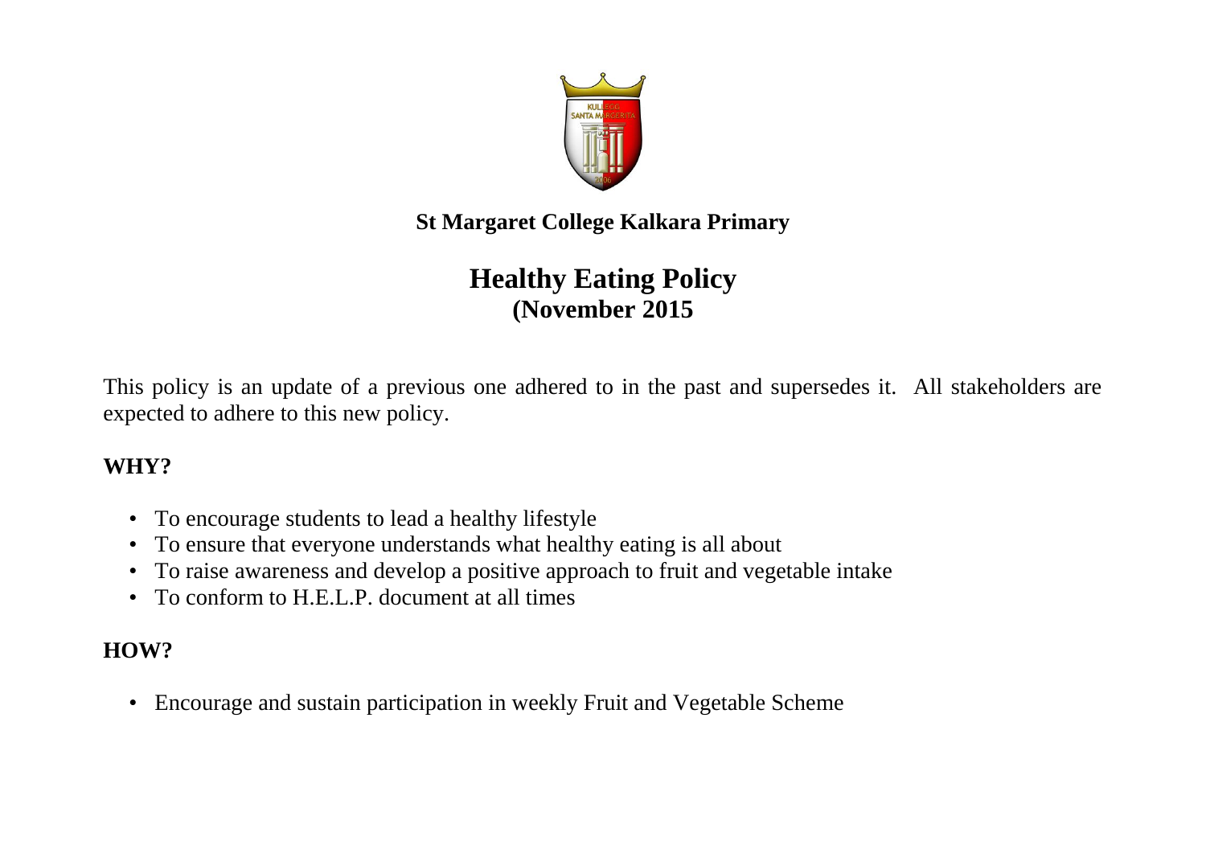**St Margaret College Kalkara Primary**

# Healthy Eating Policy
## (November 2015

This policy is an update of a previous one adhered to in the past and supersedes it. All stakeholders are expected to adhere to this new policy.

**WHY?**

- To encourage students to lead a healthy lifestyle
- To ensure that everyone understands what healthy eating is all about
- To raise awareness and develop a positive approach to fruit and vegetable intake
- To conform to H.E.L.P. document at all times

**HOW?**

- Encourage and sustain participation in weekly Fruit and Vegetable Scheme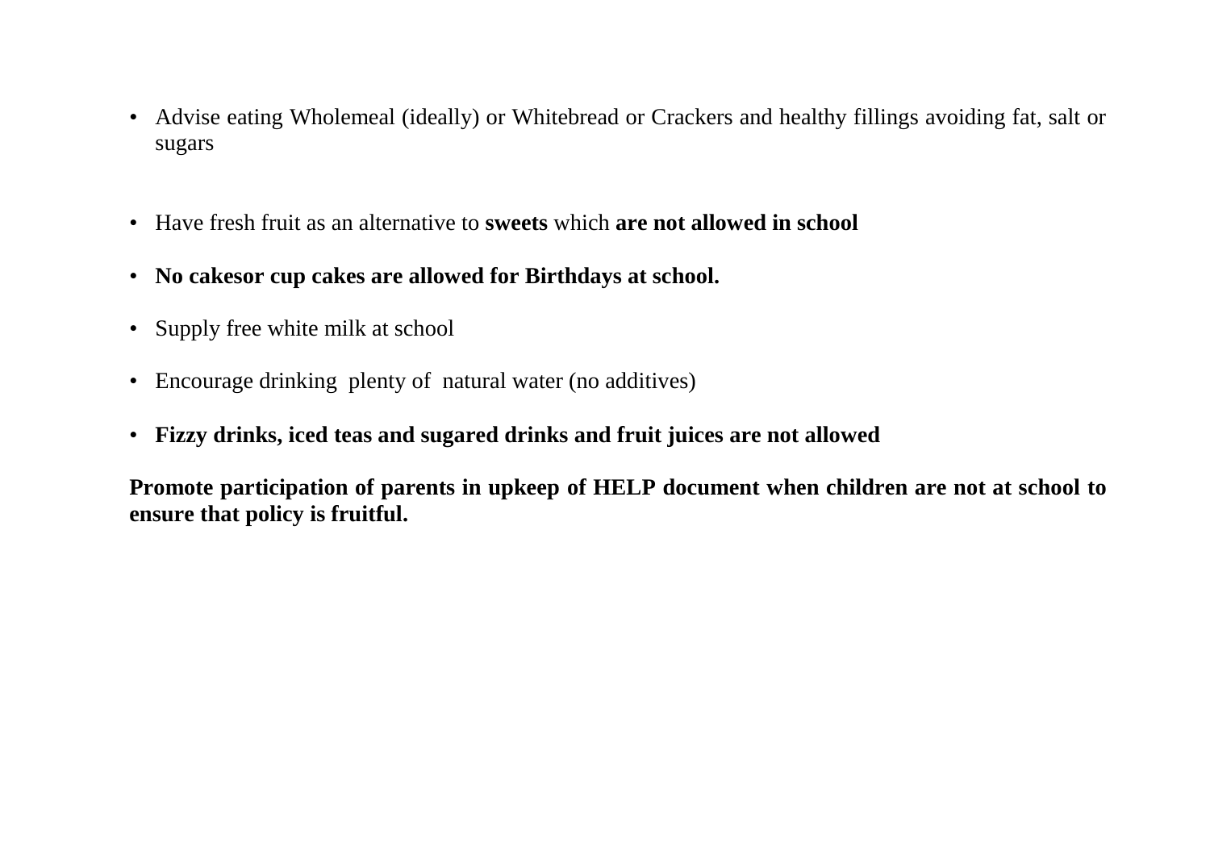- Advise eating Wholemeal (ideally) or Whitebread or Crackers and healthy fillings avoiding fat, salt or sugars

- Have fresh fruit as an alternative to **sweets** which **are not allowed in school**

- **No cakesor cup cakes are allowed for Birthdays at school.**

- Supply free white milk at school

- Encourage drinking plenty of natural water (no additives)

- **Fizzy drinks, iced teas and sugared drinks and fruit juices are not allowed**

**Promote participation of parents in upkeep of HELP document when children are not at school to ensure that policy is fruitful.**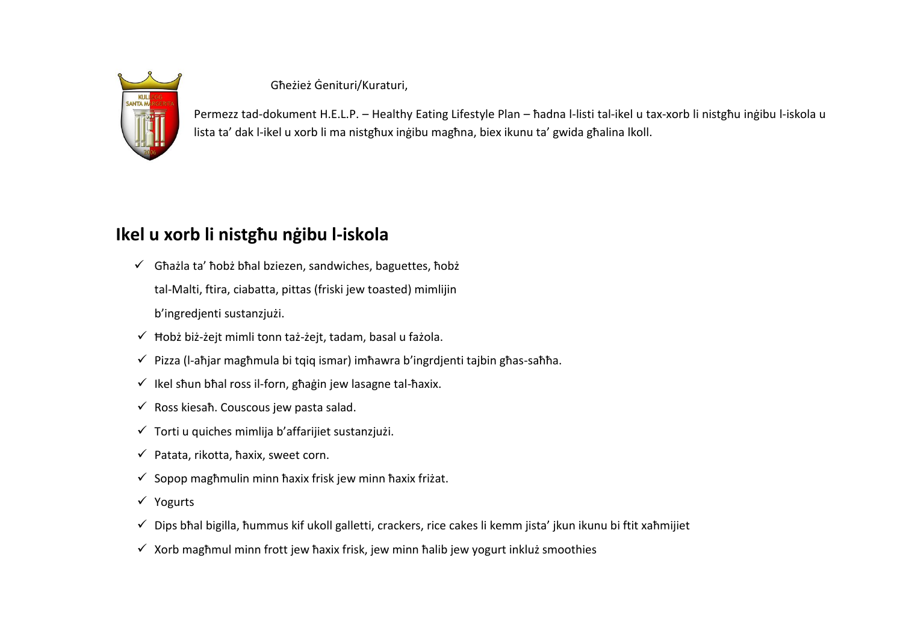Għeżież Ġenituri/Kuraturi,

Permezz tad-dokument H.E.L.P. – Healthy Eating Lifestyle Plan – ħadna l-listi tal-ikel u tax-xorb li nistgħu inġibu l-iskola u lista ta' dak l-ikel u xorb li ma nistgħux inġibu magħna, biex ikunu ta' gwida għalina lkoll.

## Ikel u xorb li nistgħu nġibu l-iskola

- ✓ Għażla ta' ħobż bħal bziezen, sandwiches, baguettes, ħobż tal-Malti, ftira, ciabatta, pittas (friski jew toasted) mimlijin b'ingredjenti sustanzjużi.
- ✓ Ħobż biż-żejt mimli tonn taż-żejt, tadam, basal u fażola.
- ✓ Pizza (l-aħjar magħmula bi tqiq ismar) imħawra b'ingrdjenti tajbin għas-saħħa.
- ✓ Ikel sħun bħal ross il-forn, għaġin jew lasagne tal-ħaxix.
- ✓ Ross kiesaħ. Couscous jew pasta salad.
- ✓ Torti u quiches mimlija b'affarijiet sustanzjużi.
- ✓ Patata, rikotta, ħaxix, sweet corn.
- ✓ Sopop magħmulin minn ħaxix frisk jew minn ħaxix friżat.
- ✓ Yogurts
- ✓ Dips bħal bigilla, ħummus kif ukoll galletti, crackers, rice cakes li kemm jista' jkun ikunu bi ftit xaħmijiet
- ✓ Xorb magħmul minn frott jew ħaxix frisk, jew minn ħalib jew yogurt inkluż smoothies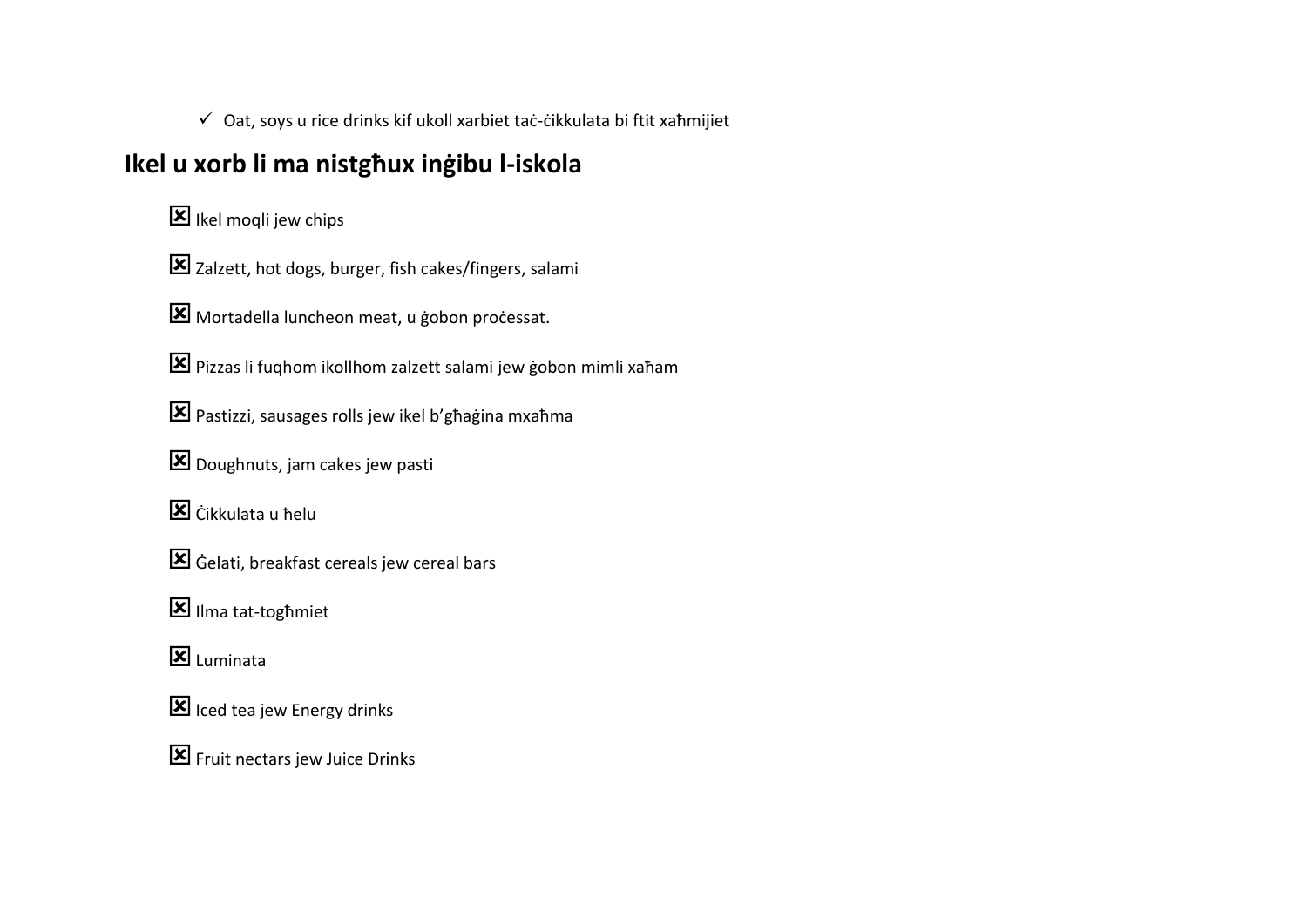- ✓ Oat, soys u rice drinks kif ukoll xarbiet taċ-ċikkulata bi ftit xaħmijiet

## Ikel u xorb li ma nistgħux inġibu l-iskola

- ☒ Ikel moqli jew chips
- ☒ Zalzett, hot dogs, burger, fish cakes/fingers, salami
- ☒ Mortadella luncheon meat, u ġobon proċessat.
- ☒ Pizzas li fuqhom ikollhom zalzett salami jew ġobon mimli xaħam
- ☒ Pastizzi, sausages rolls jew ikel b'għaġina mxaħma
- ☒ Doughnuts, jam cakes jew pasti
- ☒ Ċikkulata u ħelu
- ☒ Ġelati, breakfast cereals jew cereal bars
- ☒ Ilma tat-togħmiet
- ☒ Luminata
- ☒ Iced tea jew Energy drinks
- ☒ Fruit nectars jew Juice Drinks